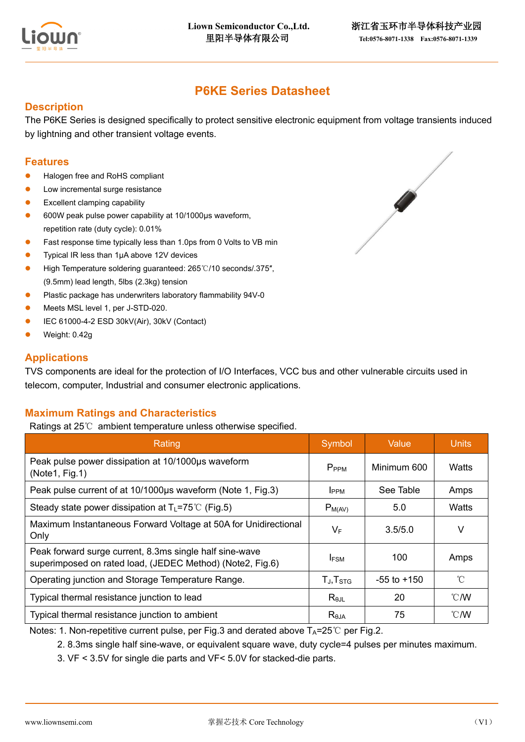# P6KE Series Datasheet

## Description

The P6KE Series is designed specifically to protect sensitive electronic equipment from voltage transients induced by lightning and other transient voltage events.

## Features

- Halogen free and RoHS compliant
- Low incremental surge resistance
- Excellent clamping capability
- 600W peak pulse power capability at 10/1000μs waveform, repetition rate (duty cycle): 0.01%
- Fast response time typically less than 1.0ps from 0 Volts to VB min
- Typical IR less than 1μA above 12V devices
- High Temperature soldering guaranteed: 265℃/10 seconds/.375″, (9.5mm) lead length, 5lbs (2.3kg) tension
- Plastic package has underwriters laboratory flammability 94V-0
- Meets MSL level 1, per J-STD-020.
- IEC 61000-4-2 ESD 30kV(Air), 30kV (Contact)
- Weight: 0.42g

## Applications

TVS components are ideal for the protection of I/O Interfaces, VCC bus and other vulnerable circuits used in telecom, computer, Industrial and consumer electronic applications.

## Maximum Ratings and Characteristics

Ratings at 25℃ ambient temperature unless otherwise specified.

| Rating | Symbol | Value | Units |
|---|---|---|---|
| Peak pulse power dissipation at 10/1000μs waveform (Note1, Fig.1) | $P_{PPM}$ | Minimum 600 | Watts |
| Peak pulse current of at 10/1000μs waveform (Note 1, Fig.3) | $I_{PPM}$ | See Table | Amps |
| Steady state power dissipation at $T_L$=75℃ (Fig.5) | $P_{M(AV)}$ | 5.0 | Watts |
| Maximum Instantaneous Forward Voltage at 50A for Unidirectional Only | $V_F$ | 3.5/5.0 | V |
| Peak forward surge current, 8.3ms single half sine-wave superimposed on rated load, (JEDEC Method) (Note2, Fig.6) | $I_{FSM}$ | 100 | Amps |
| Operating junction and Storage Temperature Range. | $T_J$,$T_{STG}$ | -55 to +150 | ℃ |
| Typical thermal resistance junction to lead | $R_{θJL}$ | 20 | ℃/W |
| Typical thermal resistance junction to ambient | $R_{θJA}$ | 75 | ℃/W |

Notes: 1. Non-repetitive current pulse, per Fig.3 and derated above $T_A$=25℃ per Fig.2.

2. 8.3ms single half sine-wave, or equivalent square wave, duty cycle=4 pulses per minutes maximum.

3. VF < 3.5V for single die parts and VF< 5.0V for stacked-die parts.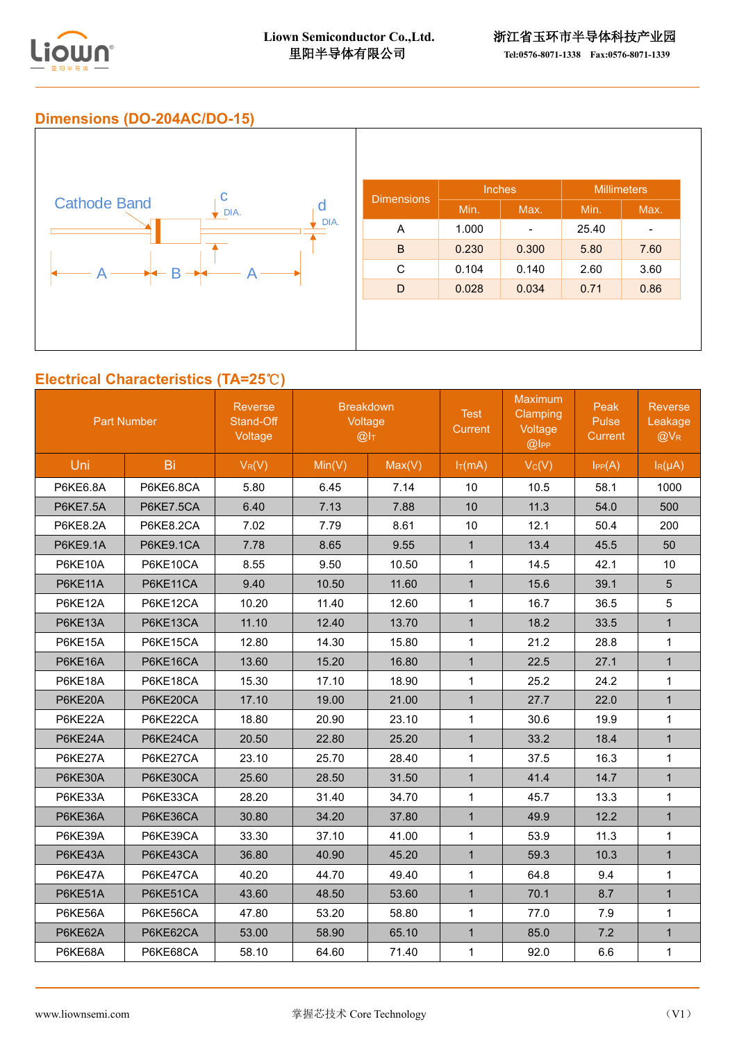## Dimensions (DO-204AC/DO-15)

Cathode Band

c DIA.

d DIA.

A B A

| Dimensions | Inches | | Millimeters | |
|---|---|---|---|---|
| | Min. | Max. | Min. | Max. |
| A | 1.000 | - | 25.40 | - |
| B | 0.230 | 0.300 | 5.80 | 7.60 |
| C | 0.104 | 0.140 | 2.60 | 3.60 |
| D | 0.028 | 0.034 | 0.71 | 0.86 |

## Electrical Characteristics (TA=25℃)

| Part Number | | Reverse Stand-Off Voltage | Breakdown Voltage @$I_T$ | | Test Current | Maximum Clamping Voltage @$I_{PP}$ | Peak Pulse Current | Reverse Leakage @$V_R$ |
|---|---|---|---|---|---|---|---|---|
| Uni | Bi | $V_R$(V) | Min(V) | Max(V) | $I_T$(mA) | $V_C$(V) | $I_{PP}$(A) | $I_R$(μA) |
| P6KE6.8A | P6KE6.8CA | 5.80 | 6.45 | 7.14 | 10 | 10.5 | 58.1 | 1000 |
| P6KE7.5A | P6KE7.5CA | 6.40 | 7.13 | 7.88 | 10 | 11.3 | 54.0 | 500 |
| P6KE8.2A | P6KE8.2CA | 7.02 | 7.79 | 8.61 | 10 | 12.1 | 50.4 | 200 |
| P6KE9.1A | P6KE9.1CA | 7.78 | 8.65 | 9.55 | 1 | 13.4 | 45.5 | 50 |
| P6KE10A | P6KE10CA | 8.55 | 9.50 | 10.50 | 1 | 14.5 | 42.1 | 10 |
| P6KE11A | P6KE11CA | 9.40 | 10.50 | 11.60 | 1 | 15.6 | 39.1 | 5 |
| P6KE12A | P6KE12CA | 10.20 | 11.40 | 12.60 | 1 | 16.7 | 36.5 | 5 |
| P6KE13A | P6KE13CA | 11.10 | 12.40 | 13.70 | 1 | 18.2 | 33.5 | 1 |
| P6KE15A | P6KE15CA | 12.80 | 14.30 | 15.80 | 1 | 21.2 | 28.8 | 1 |
| P6KE16A | P6KE16CA | 13.60 | 15.20 | 16.80 | 1 | 22.5 | 27.1 | 1 |
| P6KE18A | P6KE18CA | 15.30 | 17.10 | 18.90 | 1 | 25.2 | 24.2 | 1 |
| P6KE20A | P6KE20CA | 17.10 | 19.00 | 21.00 | 1 | 27.7 | 22.0 | 1 |
| P6KE22A | P6KE22CA | 18.80 | 20.90 | 23.10 | 1 | 30.6 | 19.9 | 1 |
| P6KE24A | P6KE24CA | 20.50 | 22.80 | 25.20 | 1 | 33.2 | 18.4 | 1 |
| P6KE27A | P6KE27CA | 23.10 | 25.70 | 28.40 | 1 | 37.5 | 16.3 | 1 |
| P6KE30A | P6KE30CA | 25.60 | 28.50 | 31.50 | 1 | 41.4 | 14.7 | 1 |
| P6KE33A | P6KE33CA | 28.20 | 31.40 | 34.70 | 1 | 45.7 | 13.3 | 1 |
| P6KE36A | P6KE36CA | 30.80 | 34.20 | 37.80 | 1 | 49.9 | 12.2 | 1 |
| P6KE39A | P6KE39CA | 33.30 | 37.10 | 41.00 | 1 | 53.9 | 11.3 | 1 |
| P6KE43A | P6KE43CA | 36.80 | 40.90 | 45.20 | 1 | 59.3 | 10.3 | 1 |
| P6KE47A | P6KE47CA | 40.20 | 44.70 | 49.40 | 1 | 64.8 | 9.4 | 1 |
| P6KE51A | P6KE51CA | 43.60 | 48.50 | 53.60 | 1 | 70.1 | 8.7 | 1 |
| P6KE56A | P6KE56CA | 47.80 | 53.20 | 58.80 | 1 | 77.0 | 7.9 | 1 |
| P6KE62A | P6KE62CA | 53.00 | 58.90 | 65.10 | 1 | 85.0 | 7.2 | 1 |
| P6KE68A | P6KE68CA | 58.10 | 64.60 | 71.40 | 1 | 92.0 | 6.6 | 1 |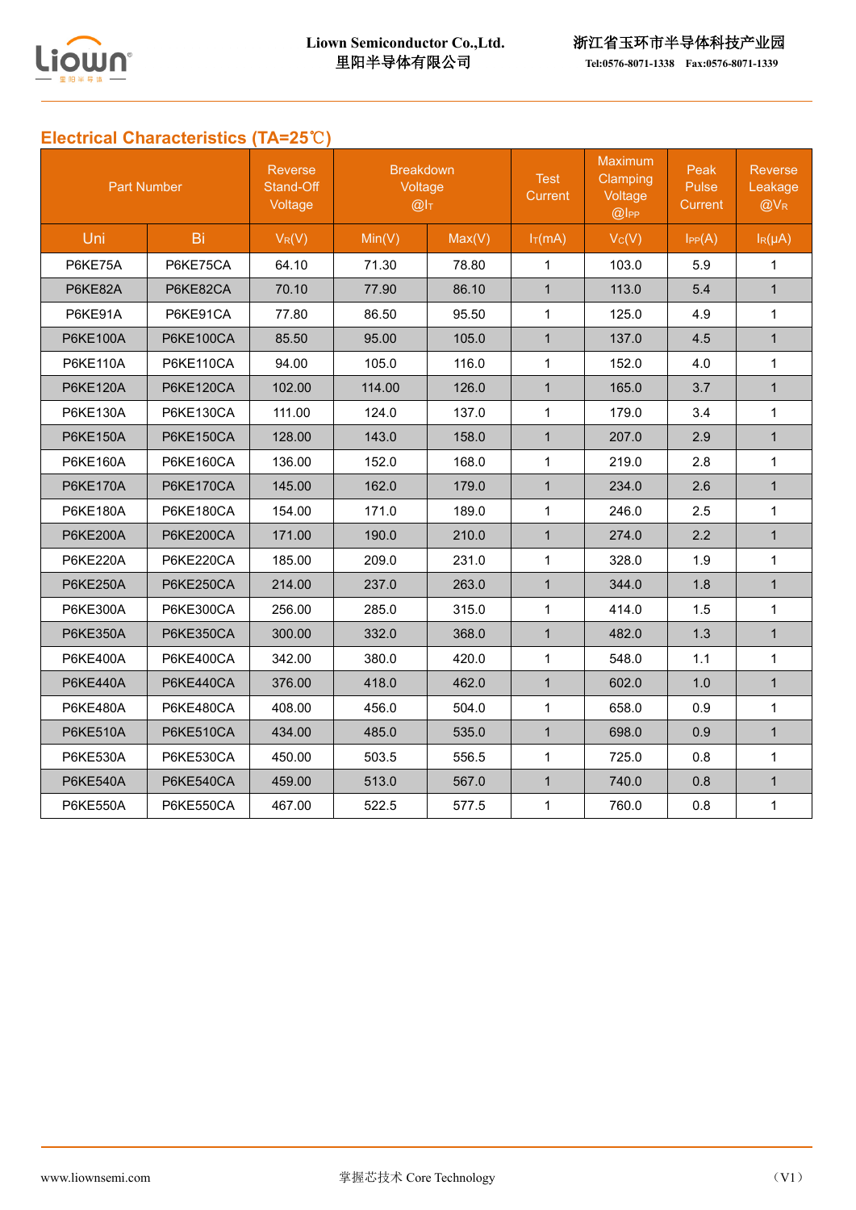## Electrical Characteristics (TA=25℃)

| Part Number | | Reverse Stand-Off Voltage | Breakdown Voltage @$I_T$ | | Test Current | Maximum Clamping Voltage @$I_{PP}$ | Peak Pulse Current | Reverse Leakage @$V_R$ |
|---|---|---|---|---|---|---|---|---|
| Uni | Bi | $V_R$(V) | Min(V) | Max(V) | $I_T$(mA) | $V_C$(V) | $I_{PP}$(A) | $I_R$(μA) |
| P6KE75A | P6KE75CA | 64.10 | 71.30 | 78.80 | 1 | 103.0 | 5.9 | 1 |
| P6KE82A | P6KE82CA | 70.10 | 77.90 | 86.10 | 1 | 113.0 | 5.4 | 1 |
| P6KE91A | P6KE91CA | 77.80 | 86.50 | 95.50 | 1 | 125.0 | 4.9 | 1 |
| P6KE100A | P6KE100CA | 85.50 | 95.00 | 105.0 | 1 | 137.0 | 4.5 | 1 |
| P6KE110A | P6KE110CA | 94.00 | 105.0 | 116.0 | 1 | 152.0 | 4.0 | 1 |
| P6KE120A | P6KE120CA | 102.00 | 114.00 | 126.0 | 1 | 165.0 | 3.7 | 1 |
| P6KE130A | P6KE130CA | 111.00 | 124.0 | 137.0 | 1 | 179.0 | 3.4 | 1 |
| P6KE150A | P6KE150CA | 128.00 | 143.0 | 158.0 | 1 | 207.0 | 2.9 | 1 |
| P6KE160A | P6KE160CA | 136.00 | 152.0 | 168.0 | 1 | 219.0 | 2.8 | 1 |
| P6KE170A | P6KE170CA | 145.00 | 162.0 | 179.0 | 1 | 234.0 | 2.6 | 1 |
| P6KE180A | P6KE180CA | 154.00 | 171.0 | 189.0 | 1 | 246.0 | 2.5 | 1 |
| P6KE200A | P6KE200CA | 171.00 | 190.0 | 210.0 | 1 | 274.0 | 2.2 | 1 |
| P6KE220A | P6KE220CA | 185.00 | 209.0 | 231.0 | 1 | 328.0 | 1.9 | 1 |
| P6KE250A | P6KE250CA | 214.00 | 237.0 | 263.0 | 1 | 344.0 | 1.8 | 1 |
| P6KE300A | P6KE300CA | 256.00 | 285.0 | 315.0 | 1 | 414.0 | 1.5 | 1 |
| P6KE350A | P6KE350CA | 300.00 | 332.0 | 368.0 | 1 | 482.0 | 1.3 | 1 |
| P6KE400A | P6KE400CA | 342.00 | 380.0 | 420.0 | 1 | 548.0 | 1.1 | 1 |
| P6KE440A | P6KE440CA | 376.00 | 418.0 | 462.0 | 1 | 602.0 | 1.0 | 1 |
| P6KE480A | P6KE480CA | 408.00 | 456.0 | 504.0 | 1 | 658.0 | 0.9 | 1 |
| P6KE510A | P6KE510CA | 434.00 | 485.0 | 535.0 | 1 | 698.0 | 0.9 | 1 |
| P6KE530A | P6KE530CA | 450.00 | 503.5 | 556.5 | 1 | 725.0 | 0.8 | 1 |
| P6KE540A | P6KE540CA | 459.00 | 513.0 | 567.0 | 1 | 740.0 | 0.8 | 1 |
| P6KE550A | P6KE550CA | 467.00 | 522.5 | 577.5 | 1 | 760.0 | 0.8 | 1 |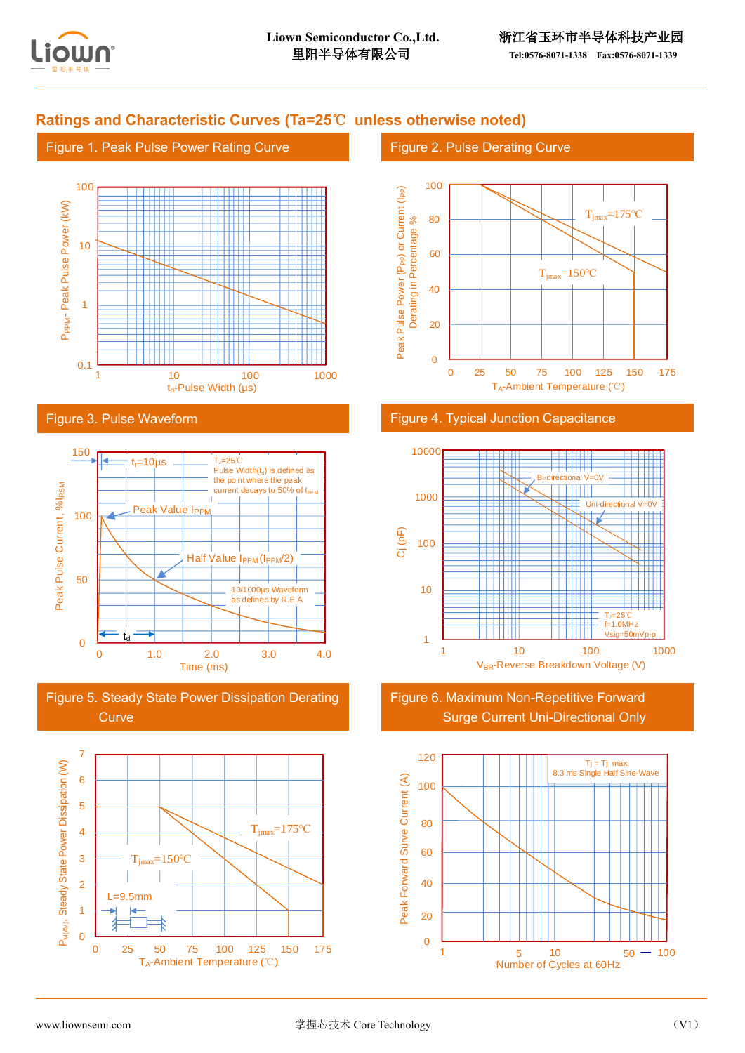## Ratings and Characteristic Curves (Ta=25℃ unless otherwise noted)

### Figure 1. Peak Pulse Power Rating Curve

$P_{PPM}$- Peak Pulse Power (kW)

100
10
1
0.1

1 10 100 1000

$t_d$-Pulse Width (µs)

### Figure 2. Pulse Derating Curve

Peak Pulse Power ($P_{PP}$) or Current ($I_{PP}$) Derating in Percentage %

100
80
60
40
20
0

$T_{jmax}$=175°C

$T_{jmax}$=150°C

0 25 50 75 100 125 150 175

$T_A$-Ambient Temperature (℃)

### Figure 3. Pulse Waveform

Peak Pulse Current, %$I_{RSM}$

150
100
50
0

$t_r$=10µs

$T_J$=25℃
Pulse Width($t_d$) is defined as the point where the peak current decays to 50% of $I_{PPM}$

Peak Value $I_{PPM}$

Half Value $I_{PPM}$ ($I_{PPM}$/2)

10/1000µs Waveform as defined by R.E.A

$t_d$

0 1.0 2.0 3.0 4.0

Time (ms)

### Figure 4. Typical Junction Capacitance

Cj (pF)

10000
1000
100
10
1

Bi-directional V=0V

Uni-directional V=0V

$T_J$=25℃
f=1.0MHz
Vsig=50mVp-p

1 10 100 1000

$V_{BR}$-Reverse Breakdown Voltage (V)

### Figure 5. Steady State Power Dissipation Derating Curve

$P_{M(AV)}$, Steady State Power Dissipation (W)

7
6
5
4
3
2
1
0

$T_{jmax}$=175°C

$T_{jmax}$=150°C

L=9.5mm

0 25 50 75 100 125 150 175

$T_A$-Ambient Temperature (℃)

### Figure 6. Maximum Non-Repetitive Forward Surge Current Uni-Directional Only

Peak Forward Surve Current (A)

120
100
80
60
40
20
0

Tj = Tj max.
8.3 ms Single Half Sine-Wave

1 5 10 50 100

Number of Cycles at 60Hz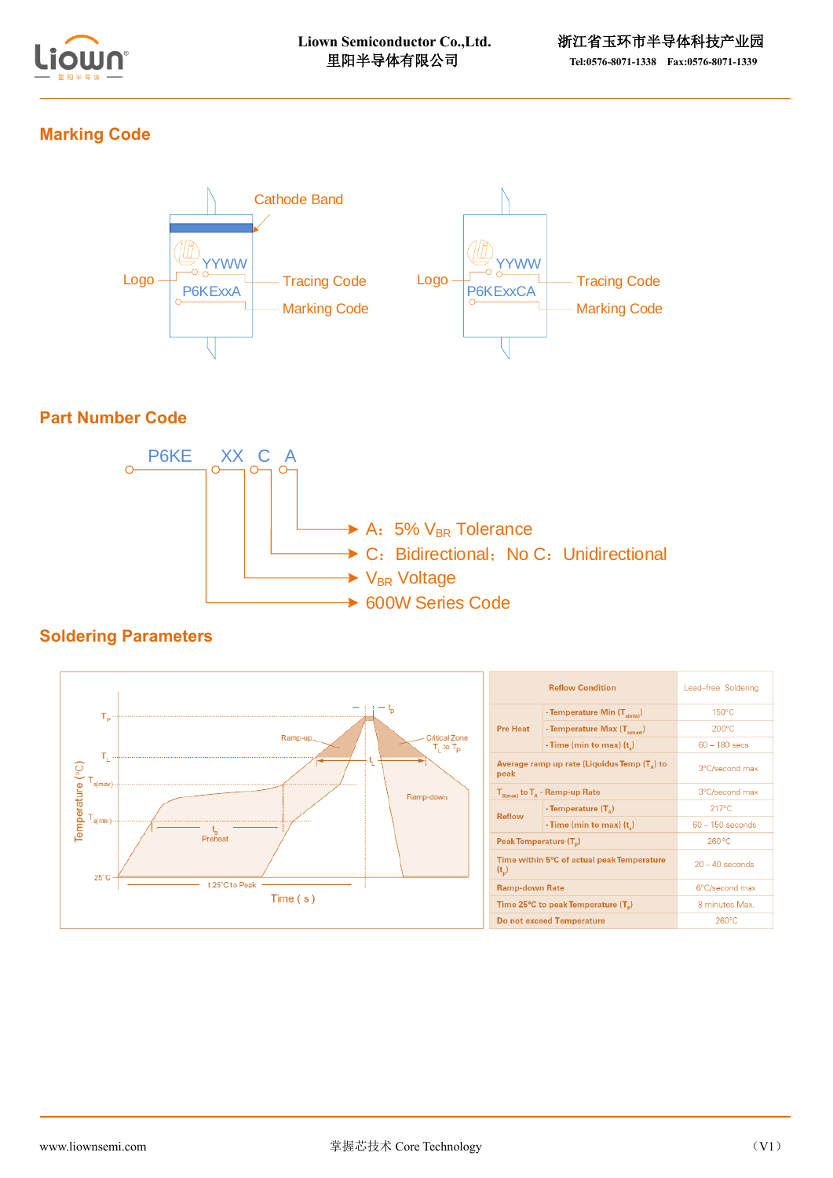## Marking Code

Cathode Band

Logo — YYWW — Tracing Code

P6KExxA — Marking Code

Logo — YYWW — Tracing Code

P6KExxCA — Marking Code

## Part Number Code

P6KE XX C A

- A：5% $V_{BR}$ Tolerance
- C：Bidirectional；No C：Unidirectional
- $V_{BR}$ Voltage
- 600W Series Code

## Soldering Parameters

| Reflow Condition | | Lead–free Soldering |
|---|---|---|
| Pre Heat | - Temperature Min ($T_{s(min)}$) | 150°C |
| | - Temperature Max ($T_{s(max)}$) | 200°C |
| | - Time (min to max) ($t_s$) | 60 – 180 secs |
| Average ramp up rate (Liquidus Temp ($T_A$) to peak | | 3°C/second max |
| $T_{s(max)}$ to $T_A$ - Ramp-up Rate | | 3°C/second max |
| Reflow | - Temperature ($T_A$) | 217°C |
| | - Time (min to max) ($t_s$) | 60 – 150 seconds |
| Peak Temperature ($T_p$) | | 260 °C |
| Time within 5°C of actual peak Temperature ($t_p$) | | 20 – 40 seconds |
| Ramp-down Rate | | 6°C/second max |
| Time 25°C to peak Temperature ($T_p$) | | 8 minutes Max. |
| Do not exceed Temperature | | 260°C |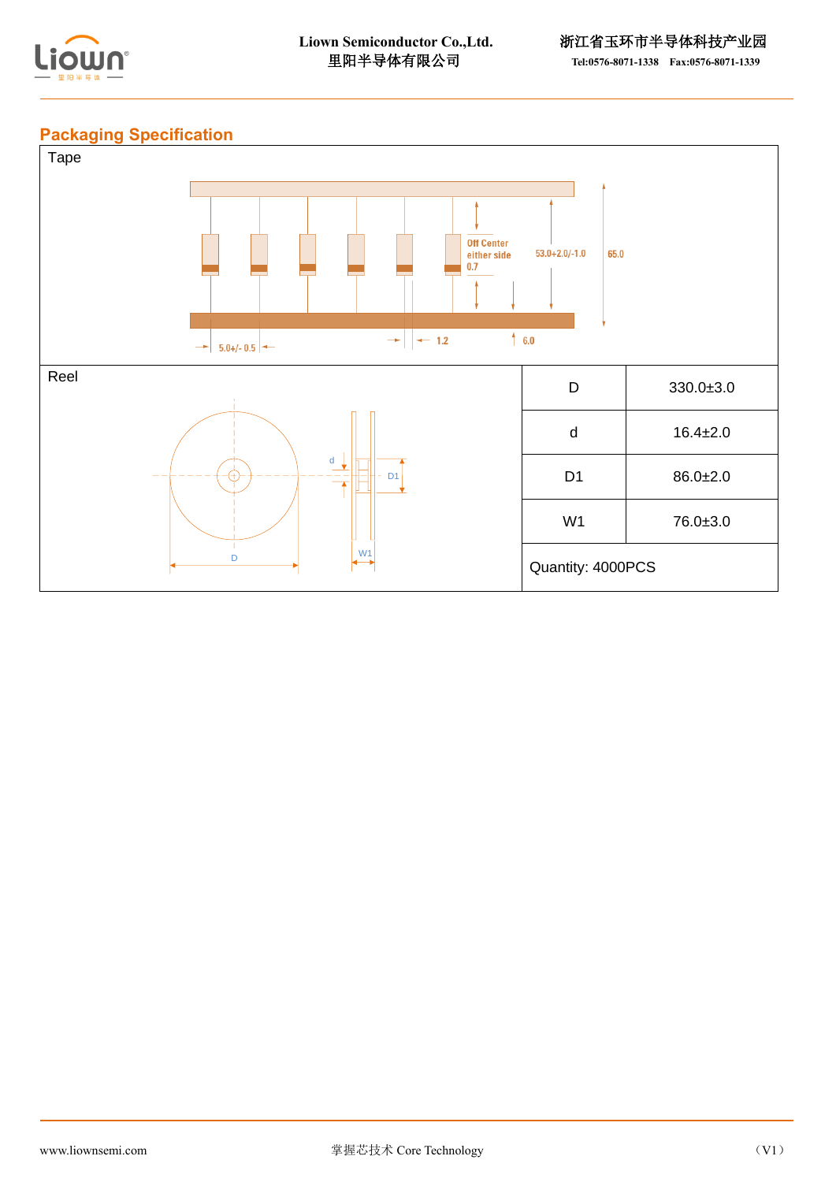## Packaging Specification

Tape

Off Center either side 0.7

53.0+2.0/-1.0

65.0

5.0+/- 0.5

1.2

6.0

Reel

d

D1

D

W1

| | |
|---|---|
| D | 330.0±3.0 |
| d | 16.4±2.0 |
| D1 | 86.0±2.0 |
| W1 | 76.0±3.0 |
| Quantity: 4000PCS | |